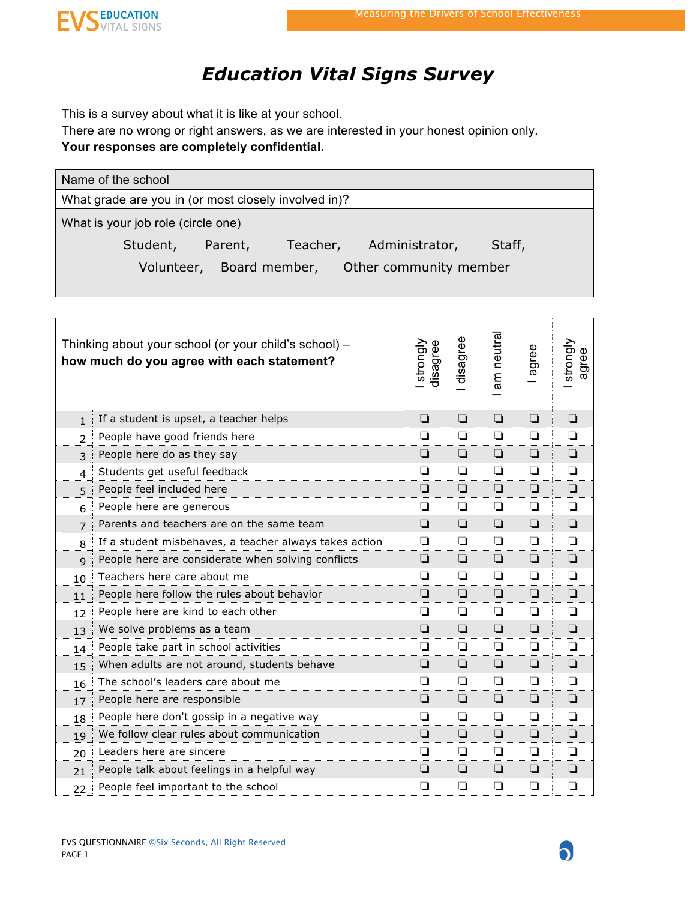# Education Vital Signs Survey

This is a survey about what it is like at your school.
There are no wrong or right answers, as we are interested in your honest opinion only.
**Your responses are completely confidential.**

| Name of the school | |
|---|---|
| What grade are you in (or most closely involved in)? | |
| What is your job role (circle one)<br>Student, Parent, Teacher, Administrator, Staff,<br>Volunteer, Board member, Other community member | |

| | Thinking about your school (or your child's school) – **how much do you agree with each statement?** | I strongly disagree | I disagree | I am neutral | I agree | I strongly agree |
|---|---|---|---|---|---|---|
| 1 | If a student is upset, a teacher helps | ❏ | ❏ | ❏ | ❏ | ❏ |
| 2 | People have good friends here | ❏ | ❏ | ❏ | ❏ | ❏ |
| 3 | People here do as they say | ❏ | ❏ | ❏ | ❏ | ❏ |
| 4 | Students get useful feedback | ❏ | ❏ | ❏ | ❏ | ❏ |
| 5 | People feel included here | ❏ | ❏ | ❏ | ❏ | ❏ |
| 6 | People here are generous | ❏ | ❏ | ❏ | ❏ | ❏ |
| 7 | Parents and teachers are on the same team | ❏ | ❏ | ❏ | ❏ | ❏ |
| 8 | If a student misbehaves, a teacher always takes action | ❏ | ❏ | ❏ | ❏ | ❏ |
| 9 | People here are considerate when solving conflicts | ❏ | ❏ | ❏ | ❏ | ❏ |
| 10 | Teachers here care about me | ❏ | ❏ | ❏ | ❏ | ❏ |
| 11 | People here follow the rules about behavior | ❏ | ❏ | ❏ | ❏ | ❏ |
| 12 | People here are kind to each other | ❏ | ❏ | ❏ | ❏ | ❏ |
| 13 | We solve problems as a team | ❏ | ❏ | ❏ | ❏ | ❏ |
| 14 | People take part in school activities | ❏ | ❏ | ❏ | ❏ | ❏ |
| 15 | When adults are not around, students behave | ❏ | ❏ | ❏ | ❏ | ❏ |
| 16 | The school's leaders care about me | ❏ | ❏ | ❏ | ❏ | ❏ |
| 17 | People here are responsible | ❏ | ❏ | ❏ | ❏ | ❏ |
| 18 | People here don't gossip in a negative way | ❏ | ❏ | ❏ | ❏ | ❏ |
| 19 | We follow clear rules about communication | ❏ | ❏ | ❏ | ❏ | ❏ |
| 20 | Leaders here are sincere | ❏ | ❏ | ❏ | ❏ | ❏ |
| 21 | People talk about feelings in a helpful way | ❏ | ❏ | ❏ | ❏ | ❏ |
| 22 | People feel important to the school | ❏ | ❏ | ❏ | ❏ | ❏ |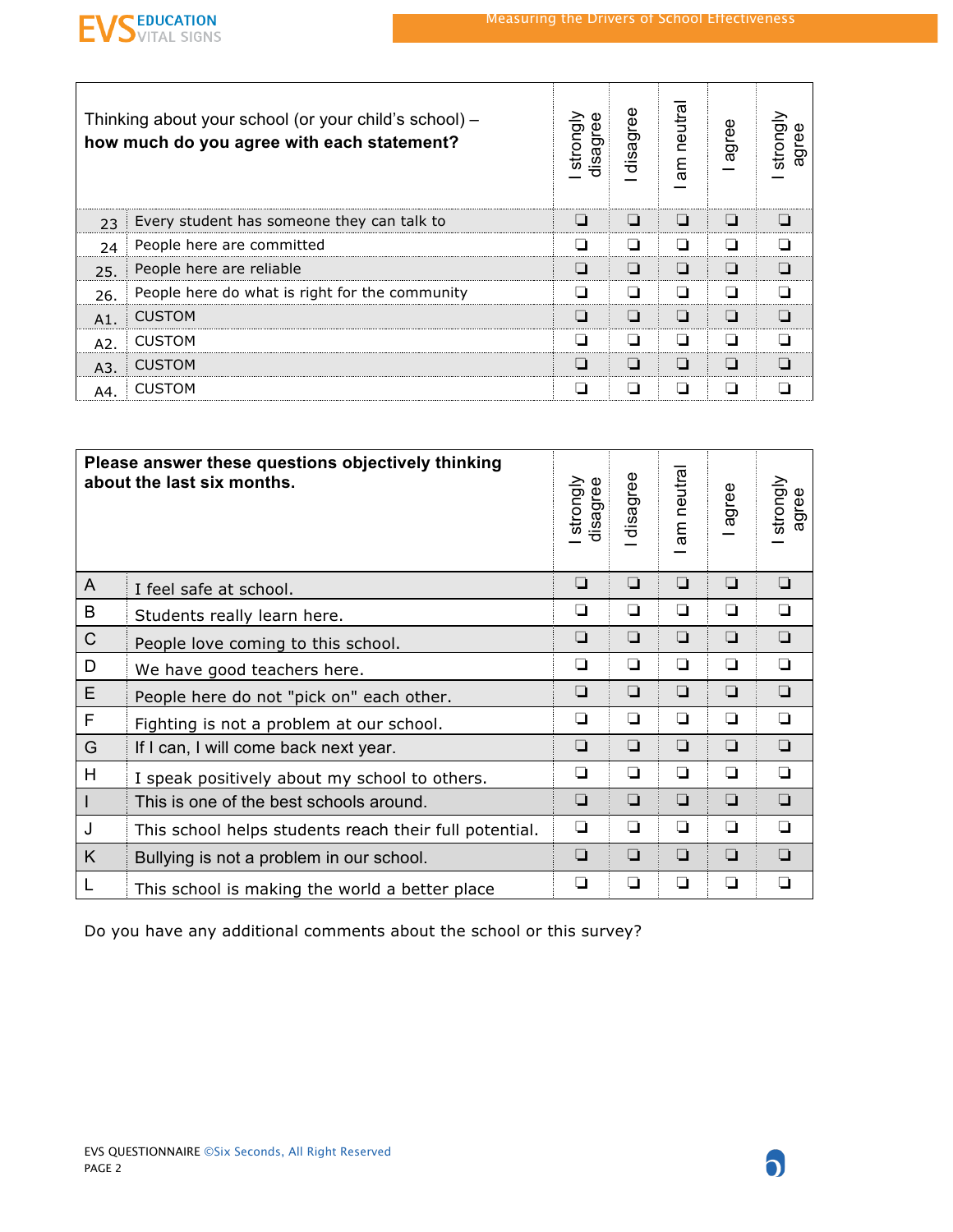| | Thinking about your school (or your child's school) – **how much do you agree with each statement?** | I strongly disagree | I disagree | I am neutral | I agree | I strongly agree |
|---|---|---|---|---|---|---|
| 23 | Every student has someone they can talk to | ❏ | ❏ | ❏ | ❏ | ❏ |
| 24 | People here are committed | ❏ | ❏ | ❏ | ❏ | ❏ |
| 25. | People here are reliable | ❏ | ❏ | ❏ | ❏ | ❏ |
| 26. | People here do what is right for the community | ❏ | ❏ | ❏ | ❏ | ❏ |
| A1. | CUSTOM | ❏ | ❏ | ❏ | ❏ | ❏ |
| A2. | CUSTOM | ❏ | ❏ | ❏ | ❏ | ❏ |
| A3. | CUSTOM | ❏ | ❏ | ❏ | ❏ | ❏ |
| A4. | CUSTOM | ❏ | ❏ | ❏ | ❏ | ❏ |

| | **Please answer these questions objectively thinking about the last six months.** | I strongly disagree | I disagree | I am neutral | I agree | I strongly agree |
|---|---|---|---|---|---|---|
| A | I feel safe at school. | ❏ | ❏ | ❏ | ❏ | ❏ |
| B | Students really learn here. | ❏ | ❏ | ❏ | ❏ | ❏ |
| C | People love coming to this school. | ❏ | ❏ | ❏ | ❏ | ❏ |
| D | We have good teachers here. | ❏ | ❏ | ❏ | ❏ | ❏ |
| E | People here do not "pick on" each other. | ❏ | ❏ | ❏ | ❏ | ❏ |
| F | Fighting is not a problem at our school. | ❏ | ❏ | ❏ | ❏ | ❏ |
| G | If I can, I will come back next year. | ❏ | ❏ | ❏ | ❏ | ❏ |
| H | I speak positively about my school to others. | ❏ | ❏ | ❏ | ❏ | ❏ |
| I | This is one of the best schools around. | ❏ | ❏ | ❏ | ❏ | ❏ |
| J | This school helps students reach their full potential. | ❏ | ❏ | ❏ | ❏ | ❏ |
| K | Bullying is not a problem in our school. | ❏ | ❏ | ❏ | ❏ | ❏ |
| L | This school is making the world a better place | ❏ | ❏ | ❏ | ❏ | ❏ |

Do you have any additional comments about the school or this survey?